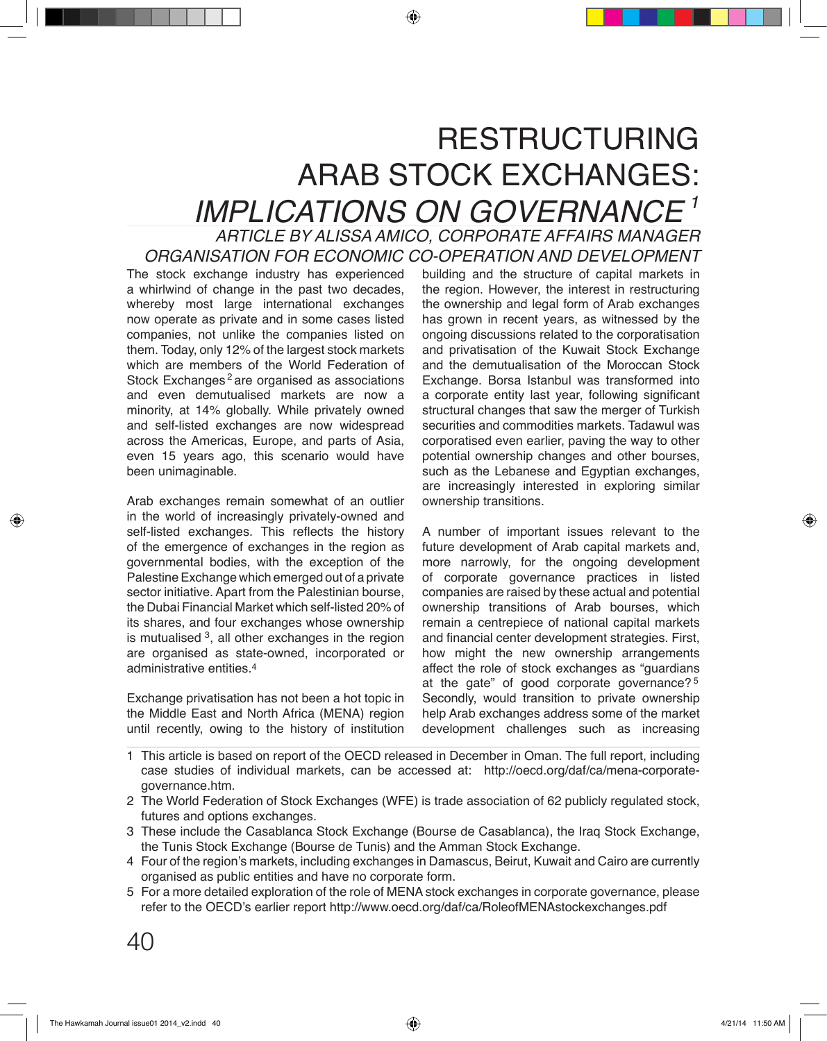# RESTRUCTURING ARAB STOCK EXCHANGES: *IMPLICATIONS ON GOVERNANCE*[1]

*ARTICLE BY ALISSA AMICO, CORPORATE AFFAIRS MANAGER ORGANISATION FOR ECONOMIC CO-OPERATION AND DEVELOPMENT*

The stock exchange industry has experienced a whirlwind of change in the past two decades, whereby most large international exchanges now operate as private and in some cases listed companies, not unlike the companies listed on them. Today, only 12% of the largest stock markets which are members of the World Federation of Stock Exchanges[2] are organised as associations and even demutualised markets are now a minority, at 14% globally. While privately owned and self-listed exchanges are now widespread across the Americas, Europe, and parts of Asia, even 15 years ago, this scenario would have been unimaginable.

Arab exchanges remain somewhat of an outlier in the world of increasingly privately-owned and self-listed exchanges. This reflects the history of the emergence of exchanges in the region as governmental bodies, with the exception of the Palestine Exchange which emerged out of a private sector initiative. Apart from the Palestinian bourse, the Dubai Financial Market which self-listed 20% of its shares, and four exchanges whose ownership is mutualised[3], all other exchanges in the region are organised as state-owned, incorporated or administrative entities.[4]

Exchange privatisation has not been a hot topic in the Middle East and North Africa (MENA) region until recently, owing to the history of institution building and the structure of capital markets in the region. However, the interest in restructuring the ownership and legal form of Arab exchanges has grown in recent years, as witnessed by the ongoing discussions related to the corporatisation and privatisation of the Kuwait Stock Exchange and the demutualisation of the Moroccan Stock Exchange. Borsa Istanbul was transformed into a corporate entity last year, following significant structural changes that saw the merger of Turkish securities and commodities markets. Tadawul was corporatised even earlier, paving the way to other potential ownership changes and other bourses, such as the Lebanese and Egyptian exchanges, are increasingly interested in exploring similar ownership transitions.

A number of important issues relevant to the future development of Arab capital markets and, more narrowly, for the ongoing development of corporate governance practices in listed companies are raised by these actual and potential ownership transitions of Arab bourses, which remain a centrepiece of national capital markets and financial center development strategies. First, how might the new ownership arrangements affect the role of stock exchanges as "guardians at the gate" of good corporate governance?[5] Secondly, would transition to private ownership help Arab exchanges address some of the market development challenges such as increasing

---

1 This article is based on report of the OECD released in December in Oman. The full report, including case studies of individual markets, can be accessed at: http://oecd.org/daf/ca/mena-corporate-governance.htm.

2 The World Federation of Stock Exchanges (WFE) is trade association of 62 publicly regulated stock, futures and options exchanges.

3 These include the Casablanca Stock Exchange (Bourse de Casablanca), the Iraq Stock Exchange, the Tunis Stock Exchange (Bourse de Tunis) and the Amman Stock Exchange.

4 Four of the region's markets, including exchanges in Damascus, Beirut, Kuwait and Cairo are currently organised as public entities and have no corporate form.

5 For a more detailed exploration of the role of MENA stock exchanges in corporate governance, please refer to the OECD's earlier report http://www.oecd.org/daf/ca/RoleofMENAstockexchanges.pdf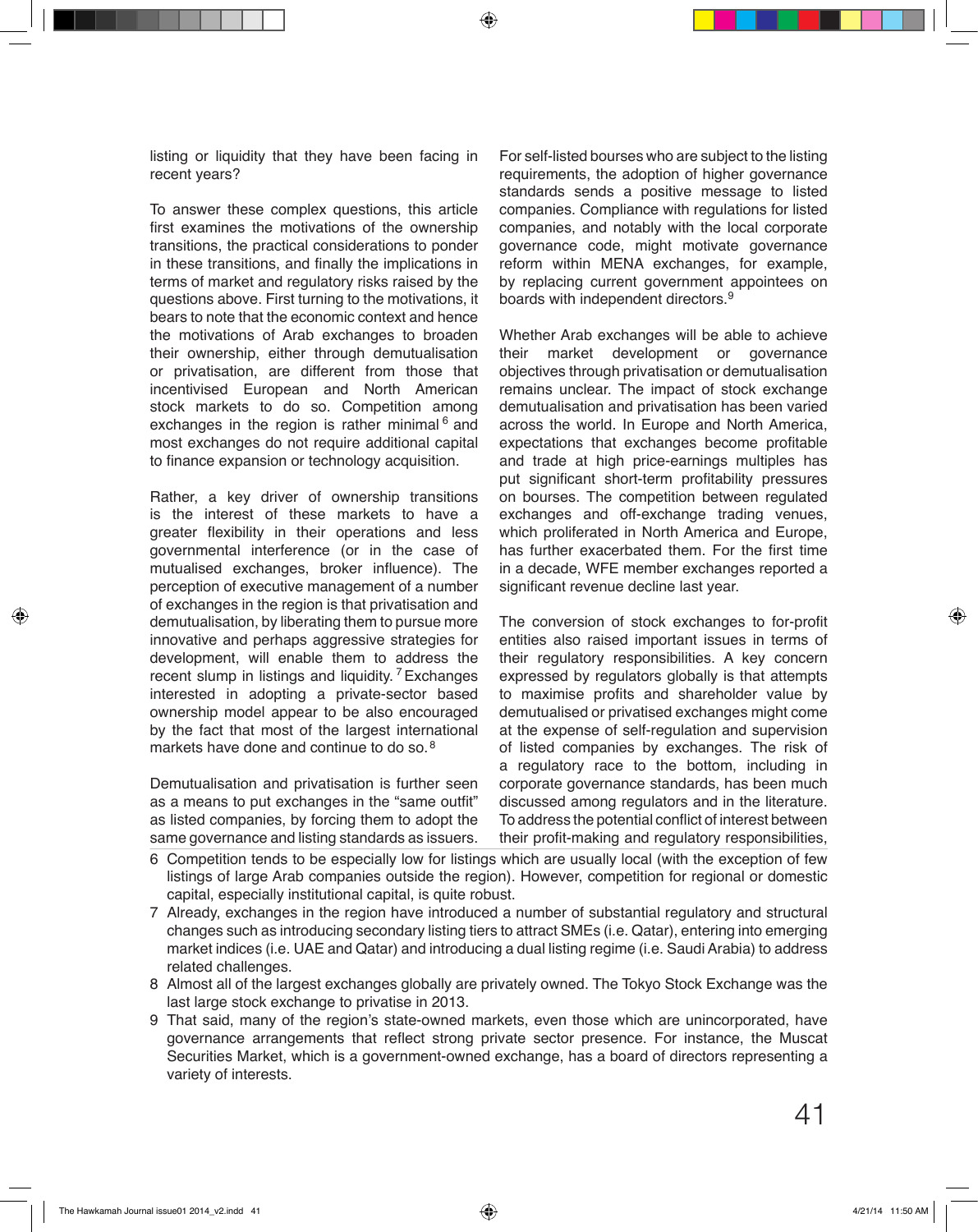listing or liquidity that they have been facing in recent years?

To answer these complex questions, this article first examines the motivations of the ownership transitions, the practical considerations to ponder in these transitions, and finally the implications in terms of market and regulatory risks raised by the questions above. First turning to the motivations, it bears to note that the economic context and hence the motivations of Arab exchanges to broaden their ownership, either through demutualisation or privatisation, are different from those that incentivised European and North American stock markets to do so. Competition among exchanges in the region is rather minimal [6] and most exchanges do not require additional capital to finance expansion or technology acquisition.

Rather, a key driver of ownership transitions is the interest of these markets to have a greater flexibility in their operations and less governmental interference (or in the case of mutualised exchanges, broker influence). The perception of executive management of a number of exchanges in the region is that privatisation and demutualisation, by liberating them to pursue more innovative and perhaps aggressive strategies for development, will enable them to address the recent slump in listings and liquidity. [7] Exchanges interested in adopting a private-sector based ownership model appear to be also encouraged by the fact that most of the largest international markets have done and continue to do so. [8]

Demutualisation and privatisation is further seen as a means to put exchanges in the "same outfit" as listed companies, by forcing them to adopt the same governance and listing standards as issuers. For self-listed bourses who are subject to the listing requirements, the adoption of higher governance standards sends a positive message to listed companies. Compliance with regulations for listed companies, and notably with the local corporate governance code, might motivate governance reform within MENA exchanges, for example, by replacing current government appointees on boards with independent directors.[9]

Whether Arab exchanges will be able to achieve their market development or governance objectives through privatisation or demutualisation remains unclear. The impact of stock exchange demutualisation and privatisation has been varied across the world. In Europe and North America, expectations that exchanges become profitable and trade at high price-earnings multiples has put significant short-term profitability pressures on bourses. The competition between regulated exchanges and off-exchange trading venues, which proliferated in North America and Europe, has further exacerbated them. For the first time in a decade, WFE member exchanges reported a significant revenue decline last year.

The conversion of stock exchanges to for-profit entities also raised important issues in terms of their regulatory responsibilities. A key concern expressed by regulators globally is that attempts to maximise profits and shareholder value by demutualised or privatised exchanges might come at the expense of self-regulation and supervision of listed companies by exchanges. The risk of a regulatory race to the bottom, including in corporate governance standards, has been much discussed among regulators and in the literature. To address the potential conflict of interest between their profit-making and regulatory responsibilities,

6 Competition tends to be especially low for listings which are usually local (with the exception of few listings of large Arab companies outside the region). However, competition for regional or domestic capital, especially institutional capital, is quite robust.

7 Already, exchanges in the region have introduced a number of substantial regulatory and structural changes such as introducing secondary listing tiers to attract SMEs (i.e. Qatar), entering into emerging market indices (i.e. UAE and Qatar) and introducing a dual listing regime (i.e. Saudi Arabia) to address related challenges.

8 Almost all of the largest exchanges globally are privately owned. The Tokyo Stock Exchange was the last large stock exchange to privatise in 2013.

9 That said, many of the region's state-owned markets, even those which are unincorporated, have governance arrangements that reflect strong private sector presence. For instance, the Muscat Securities Market, which is a government-owned exchange, has a board of directors representing a variety of interests.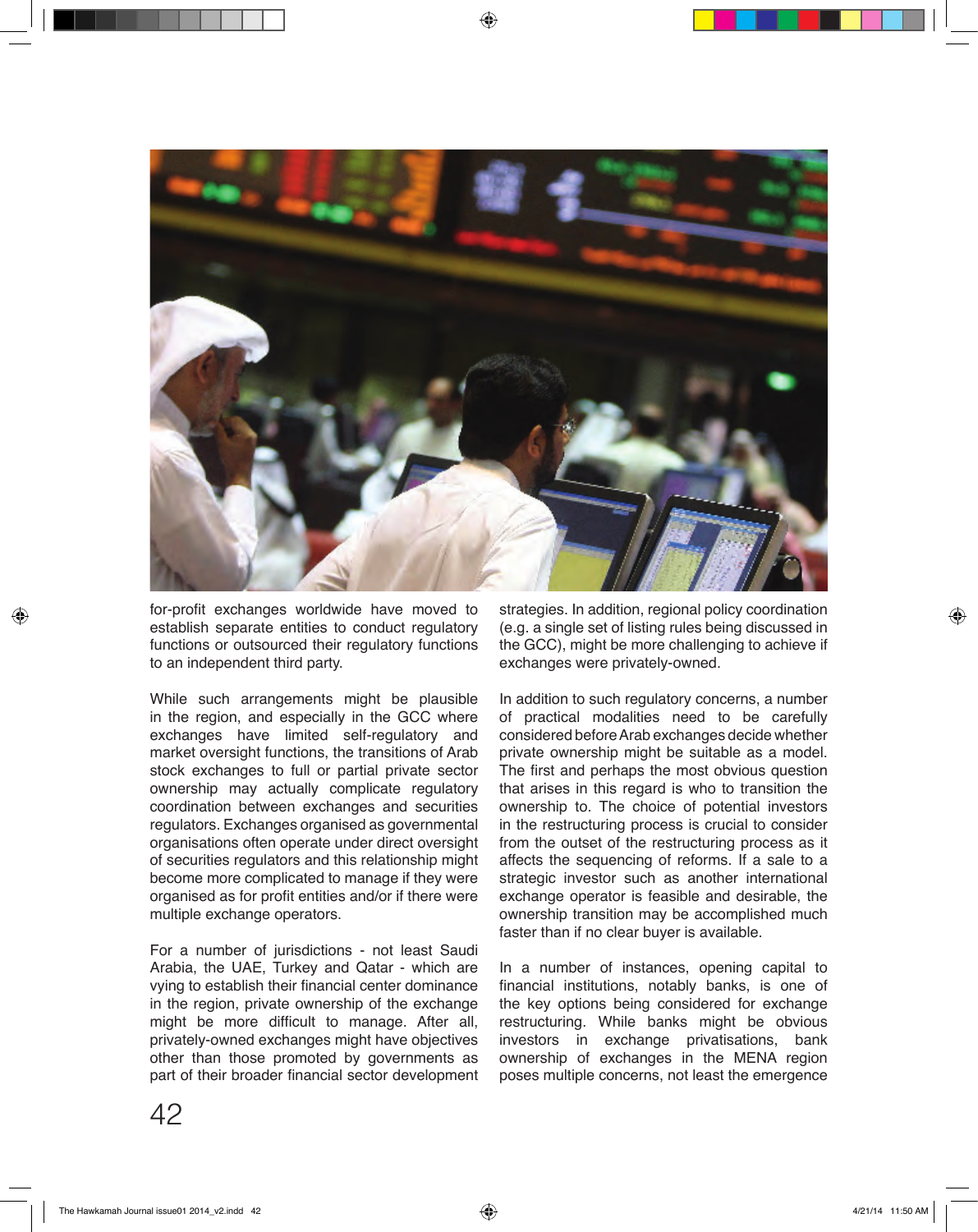for-profit exchanges worldwide have moved to establish separate entities to conduct regulatory functions or outsourced their regulatory functions to an independent third party.

While such arrangements might be plausible in the region, and especially in the GCC where exchanges have limited self-regulatory and market oversight functions, the transitions of Arab stock exchanges to full or partial private sector ownership may actually complicate regulatory coordination between exchanges and securities regulators. Exchanges organised as governmental organisations often operate under direct oversight of securities regulators and this relationship might become more complicated to manage if they were organised as for profit entities and/or if there were multiple exchange operators.

For a number of jurisdictions - not least Saudi Arabia, the UAE, Turkey and Qatar - which are vying to establish their financial center dominance in the region, private ownership of the exchange might be more difficult to manage. After all, privately-owned exchanges might have objectives other than those promoted by governments as part of their broader financial sector development strategies. In addition, regional policy coordination (e.g. a single set of listing rules being discussed in the GCC), might be more challenging to achieve if exchanges were privately-owned.

In addition to such regulatory concerns, a number of practical modalities need to be carefully considered before Arab exchanges decide whether private ownership might be suitable as a model. The first and perhaps the most obvious question that arises in this regard is who to transition the ownership to. The choice of potential investors in the restructuring process is crucial to consider from the outset of the restructuring process as it affects the sequencing of reforms. If a sale to a strategic investor such as another international exchange operator is feasible and desirable, the ownership transition may be accomplished much faster than if no clear buyer is available.

In a number of instances, opening capital to financial institutions, notably banks, is one of the key options being considered for exchange restructuring. While banks might be obvious investors in exchange privatisations, bank ownership of exchanges in the MENA region poses multiple concerns, not least the emergence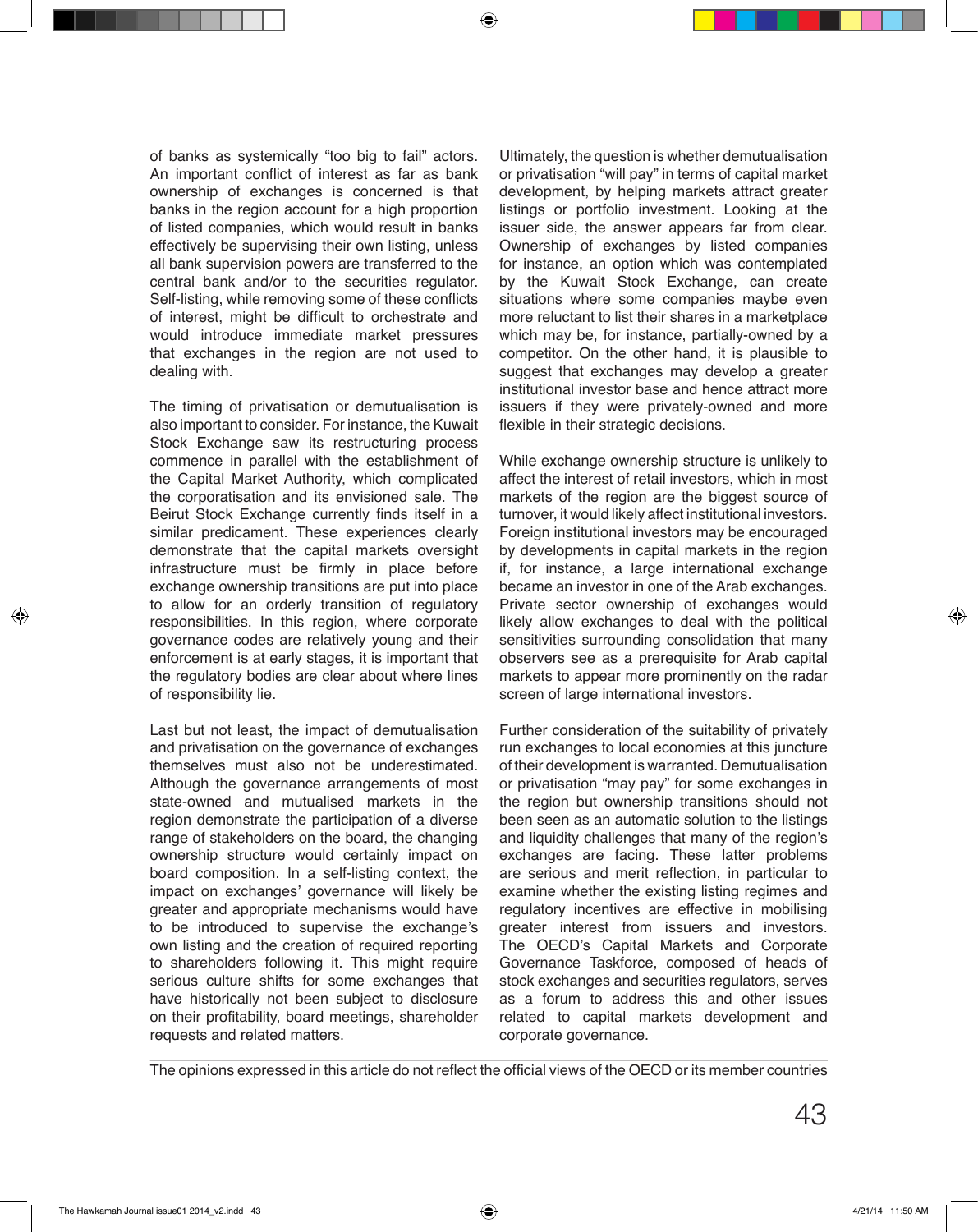of banks as systemically "too big to fail" actors. An important conflict of interest as far as bank ownership of exchanges is concerned is that banks in the region account for a high proportion of listed companies, which would result in banks effectively be supervising their own listing, unless all bank supervision powers are transferred to the central bank and/or to the securities regulator. Self-listing, while removing some of these conflicts of interest, might be difficult to orchestrate and would introduce immediate market pressures that exchanges in the region are not used to dealing with.

The timing of privatisation or demutualisation is also important to consider. For instance, the Kuwait Stock Exchange saw its restructuring process commence in parallel with the establishment of the Capital Market Authority, which complicated the corporatisation and its envisioned sale. The Beirut Stock Exchange currently finds itself in a similar predicament. These experiences clearly demonstrate that the capital markets oversight infrastructure must be firmly in place before exchange ownership transitions are put into place to allow for an orderly transition of regulatory responsibilities. In this region, where corporate governance codes are relatively young and their enforcement is at early stages, it is important that the regulatory bodies are clear about where lines of responsibility lie.

Last but not least, the impact of demutualisation and privatisation on the governance of exchanges themselves must also not be underestimated. Although the governance arrangements of most state-owned and mutualised markets in the region demonstrate the participation of a diverse range of stakeholders on the board, the changing ownership structure would certainly impact on board composition. In a self-listing context, the impact on exchanges' governance will likely be greater and appropriate mechanisms would have to be introduced to supervise the exchange's own listing and the creation of required reporting to shareholders following it. This might require serious culture shifts for some exchanges that have historically not been subject to disclosure on their profitability, board meetings, shareholder requests and related matters.

Ultimately, the question is whether demutualisation or privatisation "will pay" in terms of capital market development, by helping markets attract greater listings or portfolio investment. Looking at the issuer side, the answer appears far from clear. Ownership of exchanges by listed companies for instance, an option which was contemplated by the Kuwait Stock Exchange, can create situations where some companies maybe even more reluctant to list their shares in a marketplace which may be, for instance, partially-owned by a competitor. On the other hand, it is plausible to suggest that exchanges may develop a greater institutional investor base and hence attract more issuers if they were privately-owned and more flexible in their strategic decisions.

While exchange ownership structure is unlikely to affect the interest of retail investors, which in most markets of the region are the biggest source of turnover, it would likely affect institutional investors. Foreign institutional investors may be encouraged by developments in capital markets in the region if, for instance, a large international exchange became an investor in one of the Arab exchanges. Private sector ownership of exchanges would likely allow exchanges to deal with the political sensitivities surrounding consolidation that many observers see as a prerequisite for Arab capital markets to appear more prominently on the radar screen of large international investors.

Further consideration of the suitability of privately run exchanges to local economies at this juncture of their development is warranted. Demutualisation or privatisation "may pay" for some exchanges in the region but ownership transitions should not been seen as an automatic solution to the listings and liquidity challenges that many of the region's exchanges are facing. These latter problems are serious and merit reflection, in particular to examine whether the existing listing regimes and regulatory incentives are effective in mobilising greater interest from issuers and investors. The OECD's Capital Markets and Corporate Governance Taskforce, composed of heads of stock exchanges and securities regulators, serves as a forum to address this and other issues related to capital markets development and corporate governance.

---

The opinions expressed in this article do not reflect the official views of the OECD or its member countries